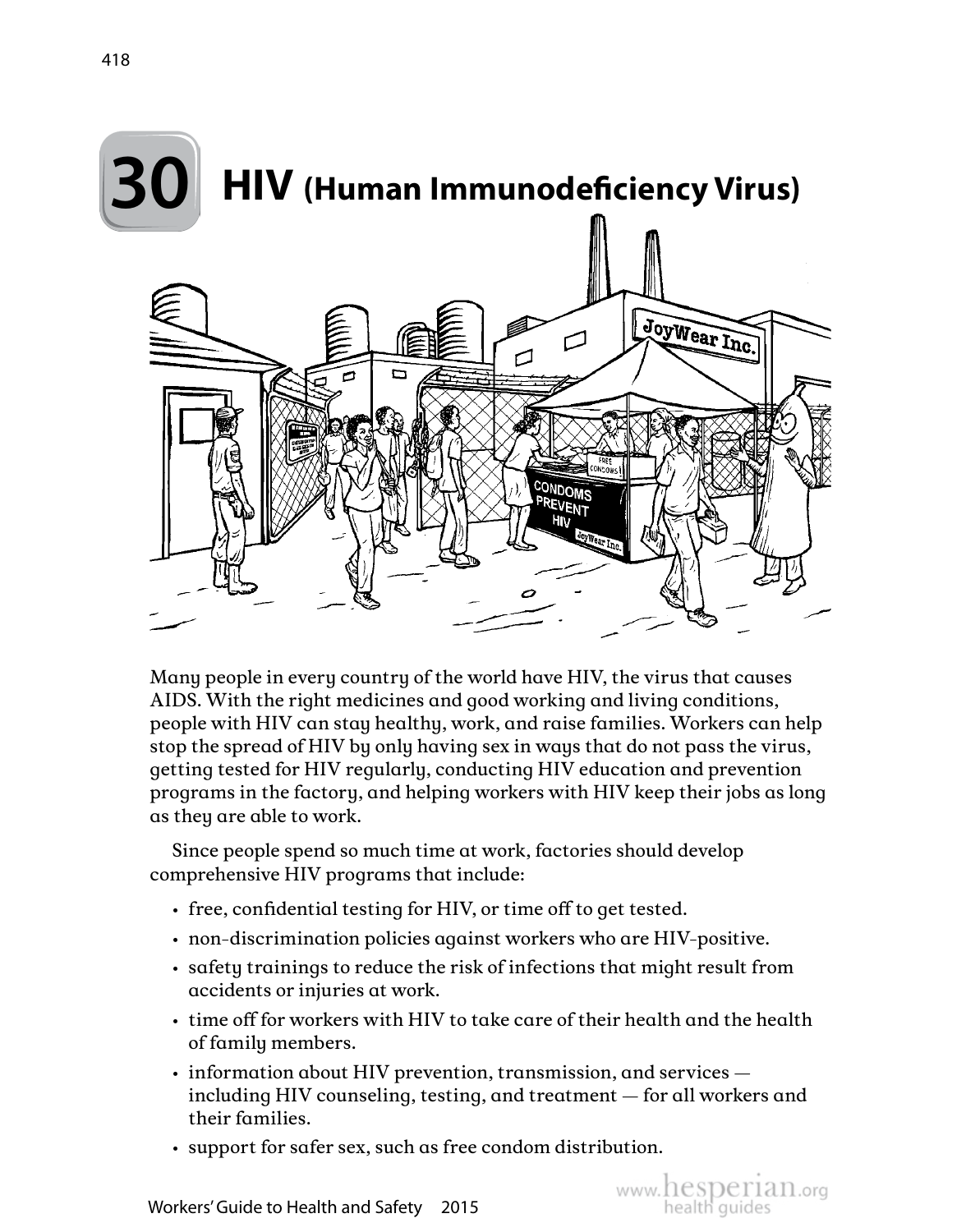# 30 HIV (Human Immunodeficiency Virus)

Many people in every country of the world have HIV, the virus that causes AIDS. With the right medicines and good working and living conditions, people with HIV can stay healthy, work, and raise families. Workers can help stop the spread of HIV by only having sex in ways that do not pass the virus, getting tested for HIV regularly, conducting HIV education and prevention programs in the factory, and helping workers with HIV keep their jobs as long as they are able to work.

Since people spend so much time at work, factories should develop comprehensive HIV programs that include:

- free, confidential testing for HIV, or time off to get tested.
- non-discrimination policies against workers who are HIV-positive.
- safety trainings to reduce the risk of infections that might result from accidents or injuries at work.
- time off for workers with HIV to take care of their health and the health of family members.
- information about HIV prevention, transmission, and services — including HIV counseling, testing, and treatment — for all workers and their families.
- support for safer sex, such as free condom distribution.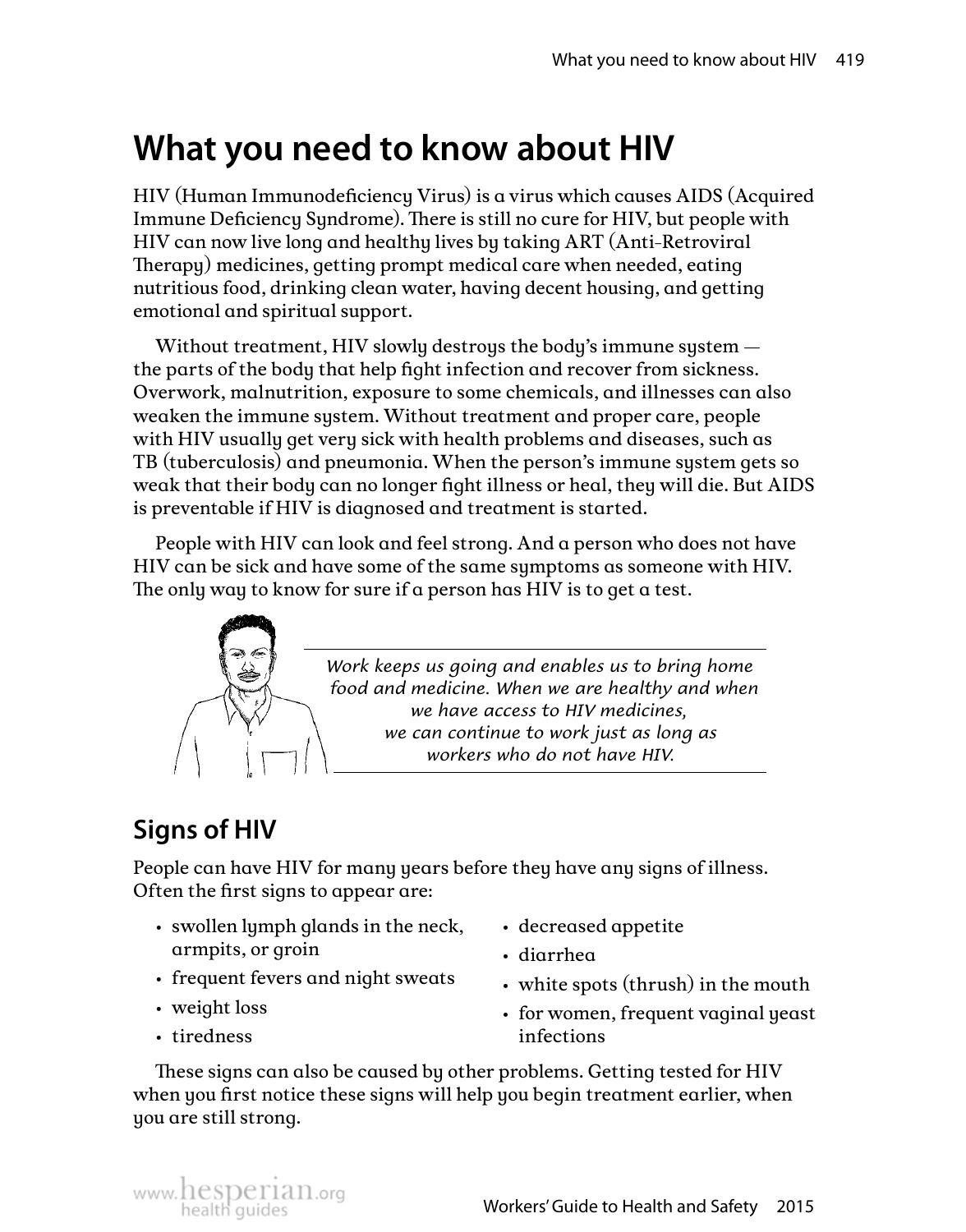# What you need to know about HIV

HIV (Human Immunodeficiency Virus) is a virus which causes AIDS (Acquired Immune Deficiency Syndrome). There is still no cure for HIV, but people with HIV can now live long and healthy lives by taking ART (Anti-Retroviral Therapy) medicines, getting prompt medical care when needed, eating nutritious food, drinking clean water, having decent housing, and getting emotional and spiritual support.

Without treatment, HIV slowly destroys the body's immune system — the parts of the body that help fight infection and recover from sickness. Overwork, malnutrition, exposure to some chemicals, and illnesses can also weaken the immune system. Without treatment and proper care, people with HIV usually get very sick with health problems and diseases, such as TB (tuberculosis) and pneumonia. When the person's immune system gets so weak that their body can no longer fight illness or heal, they will die. But AIDS is preventable if HIV is diagnosed and treatment is started.

People with HIV can look and feel strong. And a person who does not have HIV can be sick and have some of the same symptoms as someone with HIV. The only way to know for sure if a person has HIV is to get a test.

*Work keeps us going and enables us to bring home food and medicine. When we are healthy and when we have access to HIV medicines, we can continue to work just as long as workers who do not have HIV.*

## Signs of HIV

People can have HIV for many years before they have any signs of illness. Often the first signs to appear are:

- swollen lymph glands in the neck, armpits, or groin
- frequent fevers and night sweats
- weight loss
- tiredness
- decreased appetite
- diarrhea
- white spots (thrush) in the mouth
- for women, frequent vaginal yeast infections

These signs can also be caused by other problems. Getting tested for HIV when you first notice these signs will help you begin treatment earlier, when you are still strong.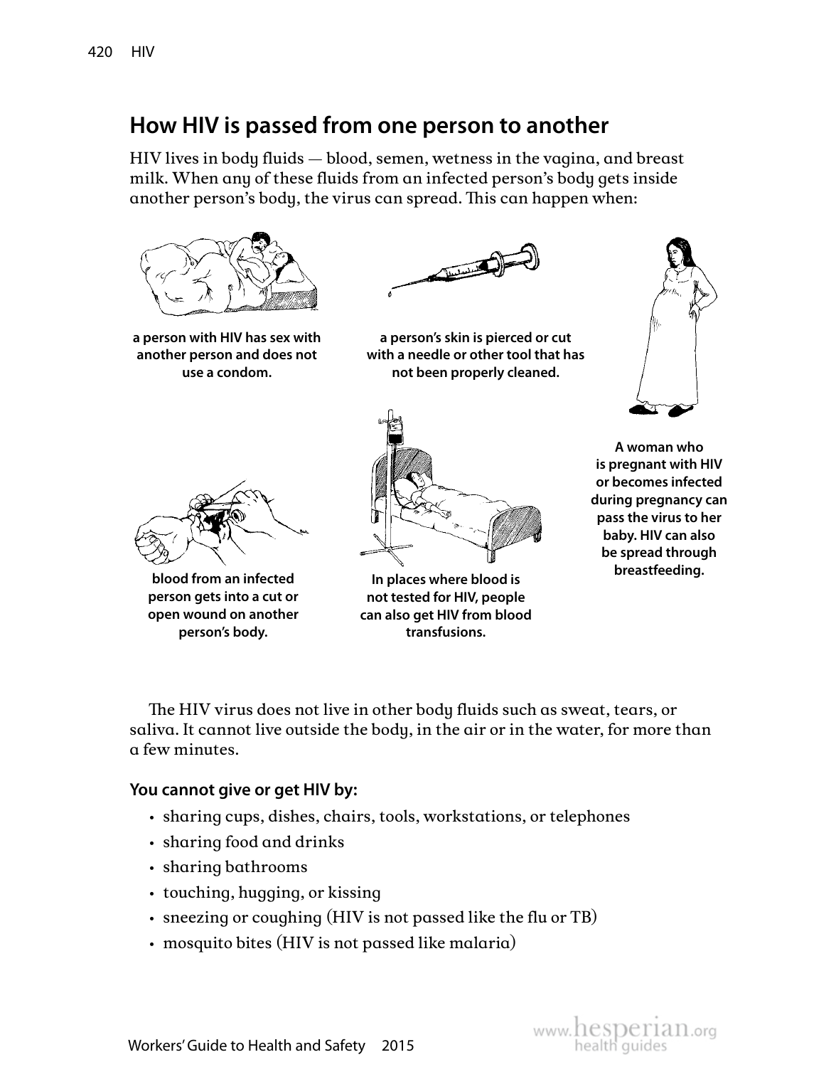## How HIV is passed from one person to another

HIV lives in body fluids — blood, semen, wetness in the vagina, and breast milk. When any of these fluids from an infected person's body gets inside another person's body, the virus can spread. This can happen when:

**a person with HIV has sex with another person and does not use a condom.**

**a person's skin is pierced or cut with a needle or other tool that has not been properly cleaned.**

**A woman who is pregnant with HIV or becomes infected during pregnancy can pass the virus to her baby. HIV can also be spread through breastfeeding.**

**blood from an infected person gets into a cut or open wound on another person's body.**

**In places where blood is not tested for HIV, people can also get HIV from blood transfusions.**

The HIV virus does not live in other body fluids such as sweat, tears, or saliva. It cannot live outside the body, in the air or in the water, for more than a few minutes.

### You cannot give or get HIV by:

- sharing cups, dishes, chairs, tools, workstations, or telephones
- sharing food and drinks
- sharing bathrooms
- touching, hugging, or kissing
- sneezing or coughing (HIV is not passed like the flu or TB)
- mosquito bites (HIV is not passed like malaria)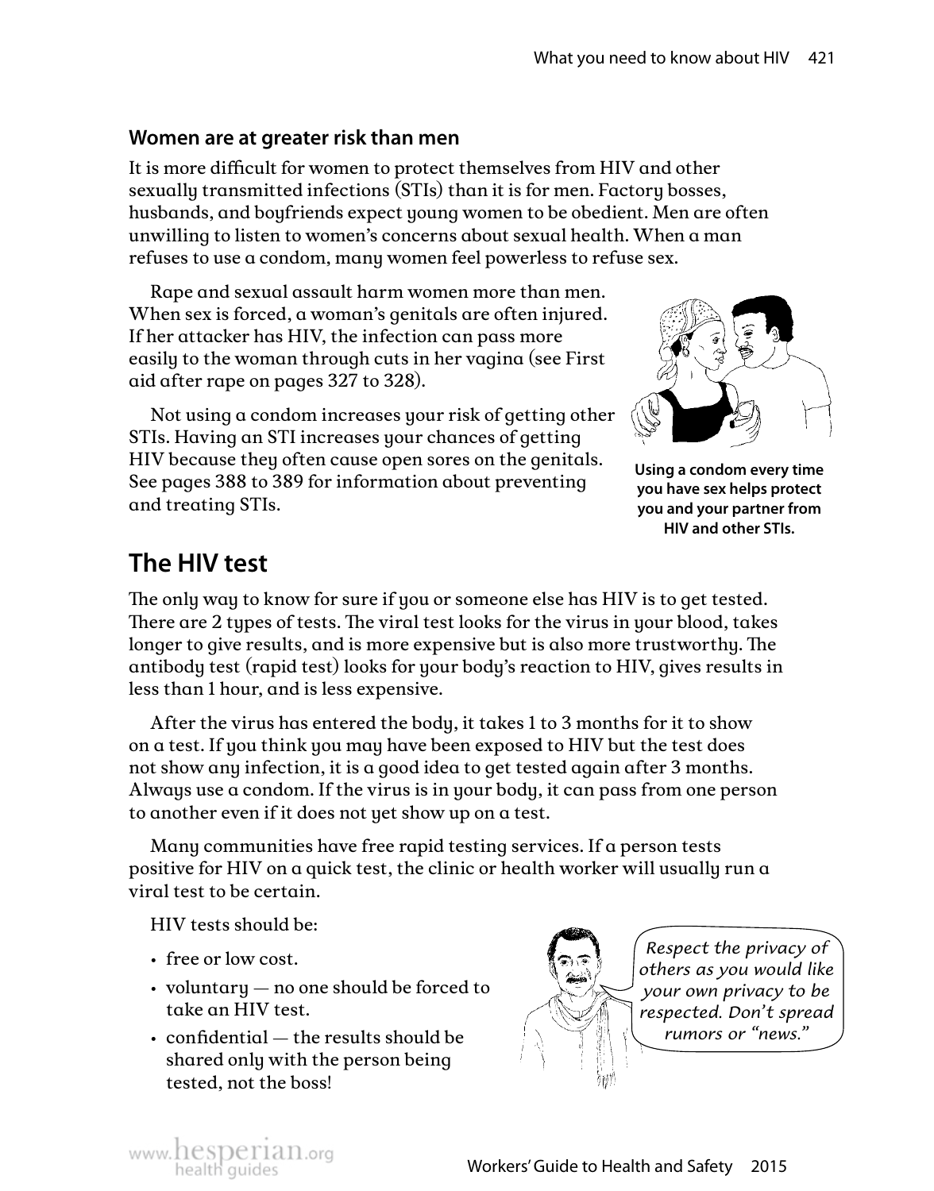### Women are at greater risk than men

It is more difficult for women to protect themselves from HIV and other sexually transmitted infections (STIs) than it is for men. Factory bosses, husbands, and boyfriends expect young women to be obedient. Men are often unwilling to listen to women's concerns about sexual health. When a man refuses to use a condom, many women feel powerless to refuse sex.

Rape and sexual assault harm women more than men. When sex is forced, a woman's genitals are often injured. If her attacker has HIV, the infection can pass more easily to the woman through cuts in her vagina (see First aid after rape on pages 327 to 328).

Not using a condom increases your risk of getting other STIs. Having an STI increases your chances of getting HIV because they often cause open sores on the genitals. See pages 388 to 389 for information about preventing and treating STIs.

**Using a condom every time you have sex helps protect you and your partner from HIV and other STIs.**

## The HIV test

The only way to know for sure if you or someone else has HIV is to get tested. There are 2 types of tests. The viral test looks for the virus in your blood, takes longer to give results, and is more expensive but is also more trustworthy. The antibody test (rapid test) looks for your body's reaction to HIV, gives results in less than 1 hour, and is less expensive.

After the virus has entered the body, it takes 1 to 3 months for it to show on a test. If you think you may have been exposed to HIV but the test does not show any infection, it is a good idea to get tested again after 3 months. Always use a condom. If the virus is in your body, it can pass from one person to another even if it does not yet show up on a test.

Many communities have free rapid testing services. If a person tests positive for HIV on a quick test, the clinic or health worker will usually run a viral test to be certain.

HIV tests should be:

- free or low cost.
- voluntary — no one should be forced to take an HIV test.
- confidential — the results should be shared only with the person being tested, not the boss!

*Respect the privacy of others as you would like your own privacy to be respected. Don't spread rumors or "news."*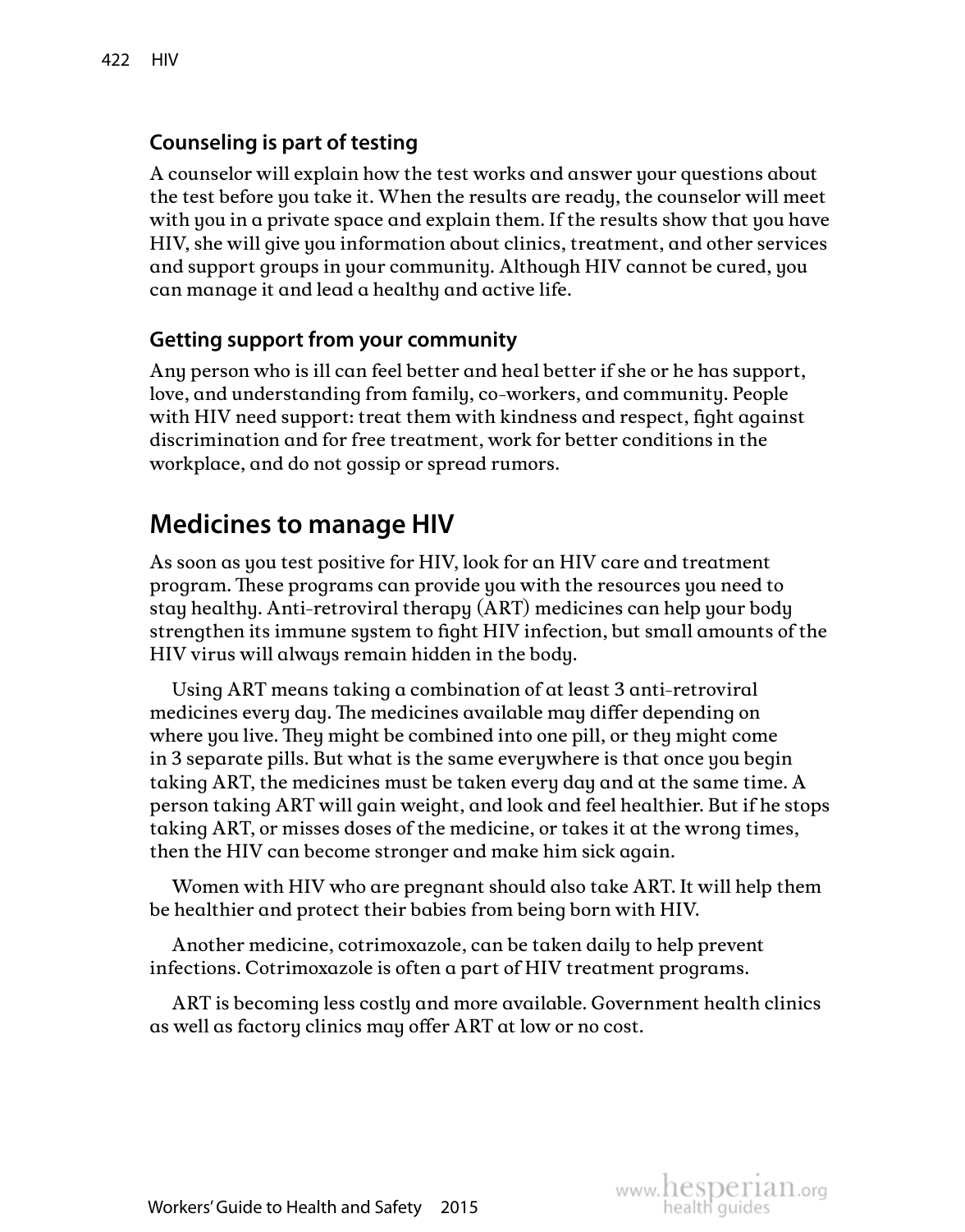### Counseling is part of testing

A counselor will explain how the test works and answer your questions about the test before you take it. When the results are ready, the counselor will meet with you in a private space and explain them. If the results show that you have HIV, she will give you information about clinics, treatment, and other services and support groups in your community. Although HIV cannot be cured, you can manage it and lead a healthy and active life.

### Getting support from your community

Any person who is ill can feel better and heal better if she or he has support, love, and understanding from family, co-workers, and community. People with HIV need support: treat them with kindness and respect, fight against discrimination and for free treatment, work for better conditions in the workplace, and do not gossip or spread rumors.

## Medicines to manage HIV

As soon as you test positive for HIV, look for an HIV care and treatment program. These programs can provide you with the resources you need to stay healthy. Anti-retroviral therapy (ART) medicines can help your body strengthen its immune system to fight HIV infection, but small amounts of the HIV virus will always remain hidden in the body.

Using ART means taking a combination of at least 3 anti-retroviral medicines every day. The medicines available may differ depending on where you live. They might be combined into one pill, or they might come in 3 separate pills. But what is the same everywhere is that once you begin taking ART, the medicines must be taken every day and at the same time. A person taking ART will gain weight, and look and feel healthier. But if he stops taking ART, or misses doses of the medicine, or takes it at the wrong times, then the HIV can become stronger and make him sick again.

Women with HIV who are pregnant should also take ART. It will help them be healthier and protect their babies from being born with HIV.

Another medicine, cotrimoxazole, can be taken daily to help prevent infections. Cotrimoxazole is often a part of HIV treatment programs.

ART is becoming less costly and more available. Government health clinics as well as factory clinics may offer ART at low or no cost.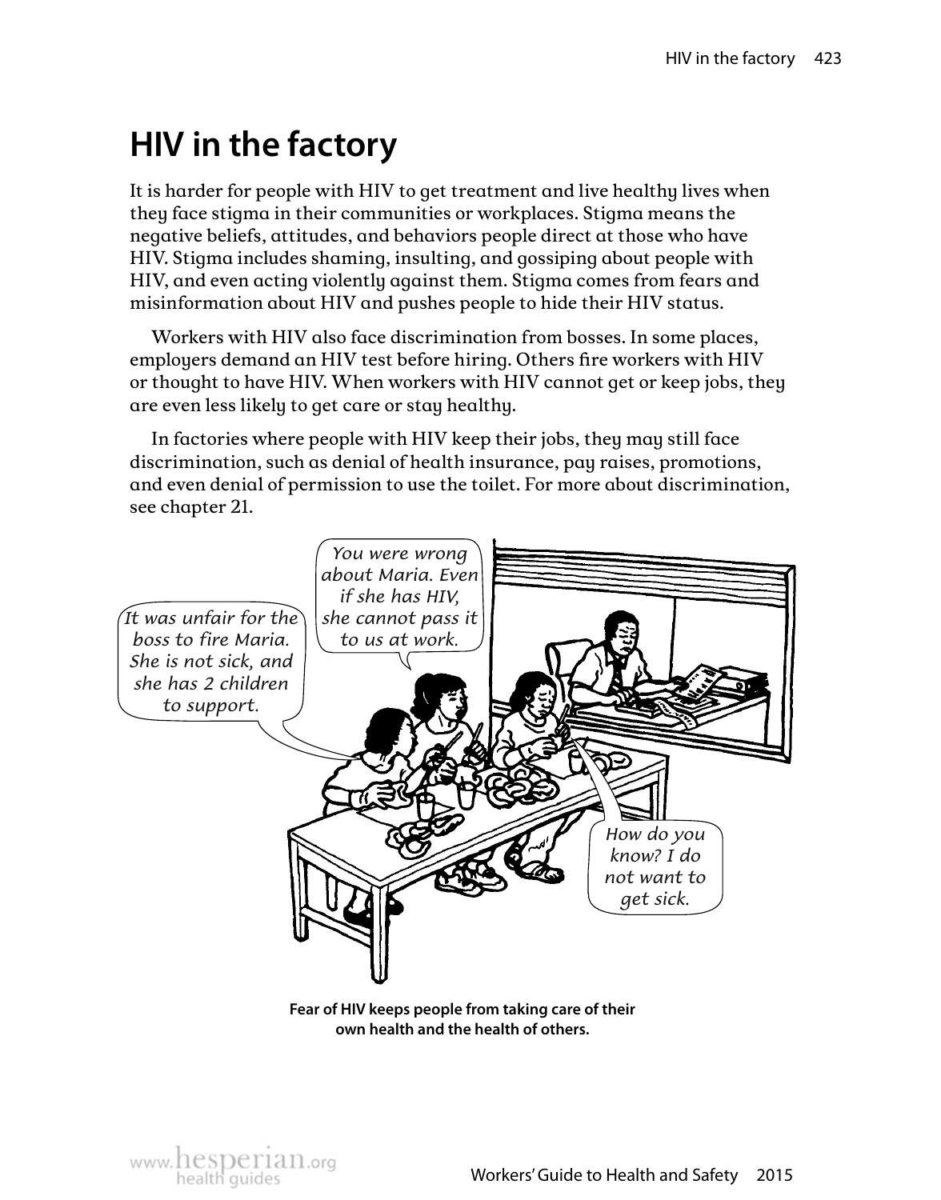# HIV in the factory

It is harder for people with HIV to get treatment and live healthy lives when they face stigma in their communities or workplaces. Stigma means the negative beliefs, attitudes, and behaviors people direct at those who have HIV. Stigma includes shaming, insulting, and gossiping about people with HIV, and even acting violently against them. Stigma comes from fears and misinformation about HIV and pushes people to hide their HIV status.

Workers with HIV also face discrimination from bosses. In some places, employers demand an HIV test before hiring. Others fire workers with HIV or thought to have HIV. When workers with HIV cannot get or keep jobs, they are even less likely to get care or stay healthy.

In factories where people with HIV keep their jobs, they may still face discrimination, such as denial of health insurance, pay raises, promotions, and even denial of permission to use the toilet. For more about discrimination, see chapter 21.

**Fear of HIV keeps people from taking care of their own health and the health of others.**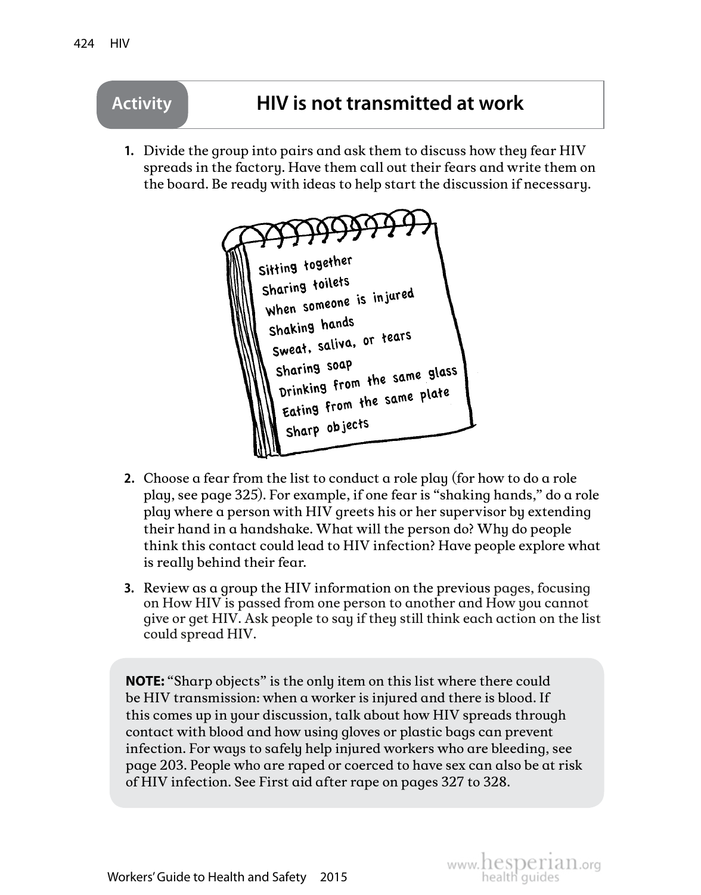## Activity: HIV is not transmitted at work

1. Divide the group into pairs and ask them to discuss how they fear HIV spreads in the factory. Have them call out their fears and write them on the board. Be ready with ideas to help start the discussion if necessary.

   - Sitting together
   - Sharing toilets
   - When someone is injured
   - Shaking hands
   - Sweat, saliva, or tears
   - Sharing soap
   - Drinking from the same glass
   - Eating from the same plate
   - Sharp objects

2. Choose a fear from the list to conduct a role play (for how to do a role play, see page 325). For example, if one fear is "shaking hands," do a role play where a person with HIV greets his or her supervisor by extending their hand in a handshake. What will the person do? Why do people think this contact could lead to HIV infection? Have people explore what is really behind their fear.

3. Review as a group the HIV information on the previous pages, focusing on How HIV is passed from one person to another and How you cannot give or get HIV. Ask people to say if they still think each action on the list could spread HIV.

**NOTE:** "Sharp objects" is the only item on this list where there could be HIV transmission: when a worker is injured and there is blood. If this comes up in your discussion, talk about how HIV spreads through contact with blood and how using gloves or plastic bags can prevent infection. For ways to safely help injured workers who are bleeding, see page 203. People who are raped or coerced to have sex can also be at risk of HIV infection. See First aid after rape on pages 327 to 328.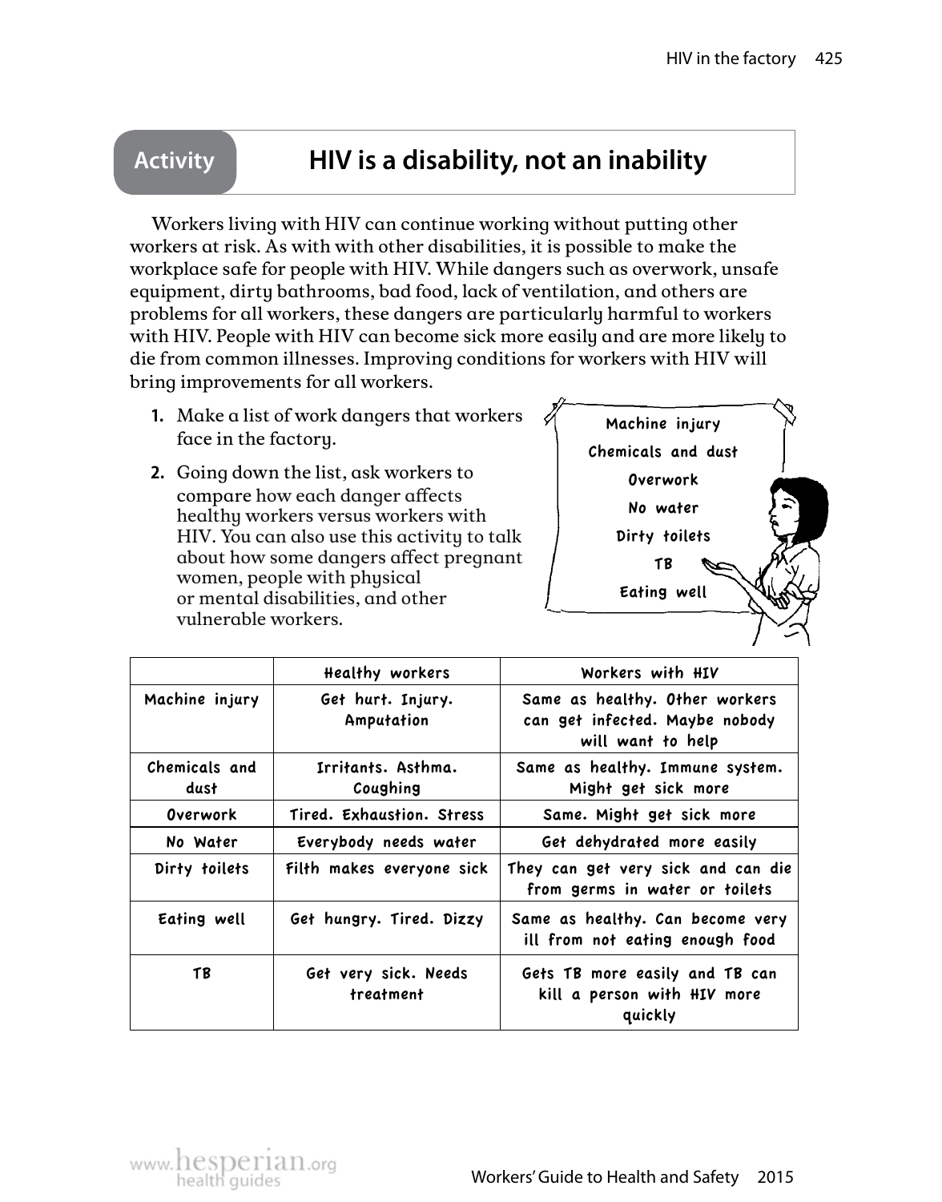## Activity: HIV is a disability, not an inability

Workers living with HIV can continue working without putting other workers at risk. As with with other disabilities, it is possible to make the workplace safe for people with HIV. While dangers such as overwork, unsafe equipment, dirty bathrooms, bad food, lack of ventilation, and others are problems for all workers, these dangers are particularly harmful to workers with HIV. People with HIV can become sick more easily and are more likely to die from common illnesses. Improving conditions for workers with HIV will bring improvements for all workers.

1. Make a list of work dangers that workers face in the factory.
2. Going down the list, ask workers to compare how each danger affects healthy workers versus workers with HIV. You can also use this activity to talk about how some dangers affect pregnant women, people with physical or mental disabilities, and other vulnerable workers.

Machine injury
Chemicals and dust
Overwork
No water
Dirty toilets
TB
Eating well

| | Healthy workers | Workers with HIV |
|---|---|---|
| Machine injury | Get hurt. Injury. Amputation | Same as healthy. Other workers can get infected. Maybe nobody will want to help |
| Chemicals and dust | Irritants. Asthma. Coughing | Same as healthy. Immune system. Might get sick more |
| Overwork | Tired. Exhaustion. Stress | Same. Might get sick more |
| No Water | Everybody needs water | Get dehydrated more easily |
| Dirty toilets | Filth makes everyone sick | They can get very sick and can die from germs in water or toilets |
| Eating well | Get hungry. Tired. Dizzy | Same as healthy. Can become very ill from not eating enough food |
| TB | Get very sick. Needs treatment | Gets TB more easily and TB can kill a person with HIV more quickly |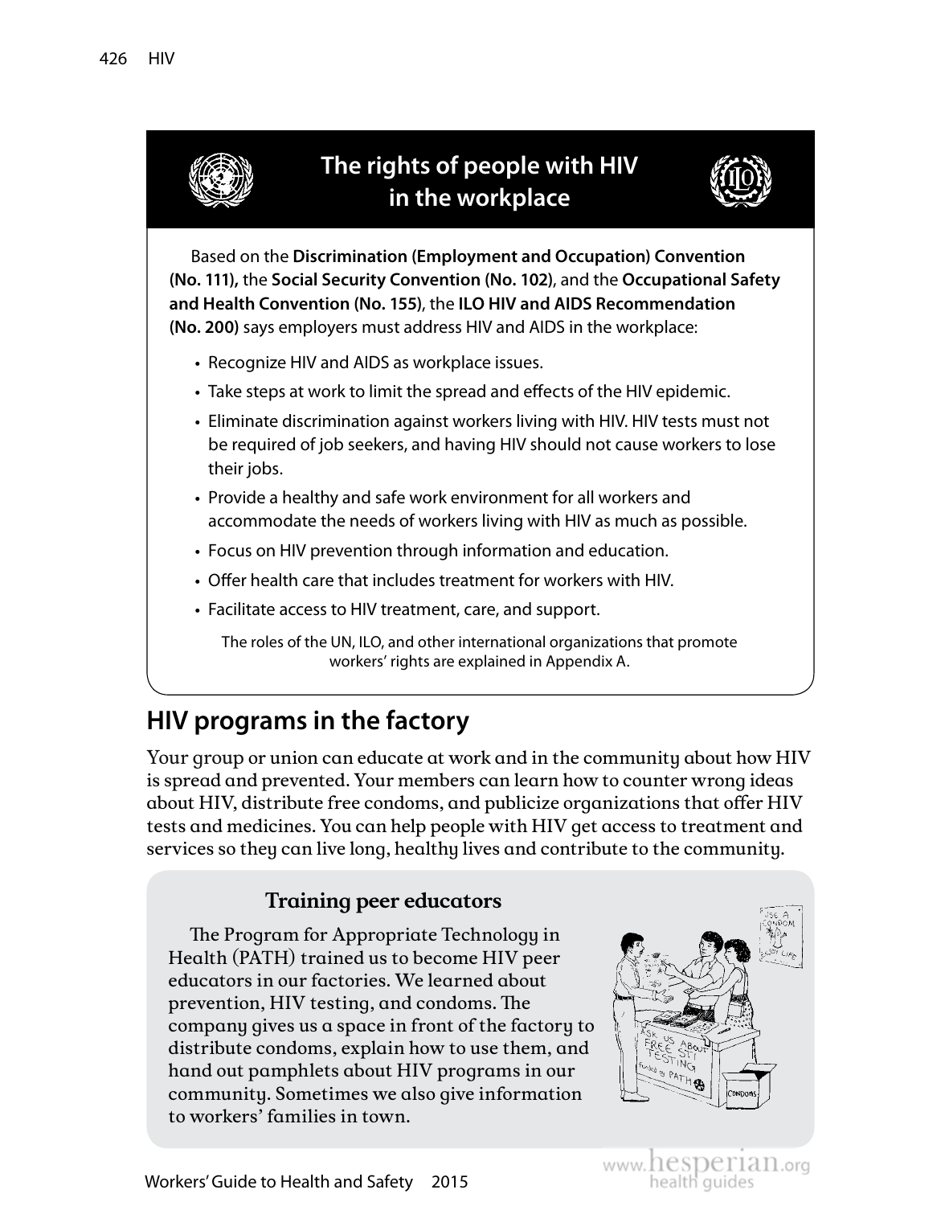## The rights of people with HIV in the workplace

Based on the **Discrimination (Employment and Occupation) Convention (No. 111),** the **Social Security Convention (No. 102)**, and the **Occupational Safety and Health Convention (No. 155)**, the **ILO HIV and AIDS Recommendation (No. 200)** says employers must address HIV and AIDS in the workplace:

- Recognize HIV and AIDS as workplace issues.
- Take steps at work to limit the spread and effects of the HIV epidemic.
- Eliminate discrimination against workers living with HIV. HIV tests must not be required of job seekers, and having HIV should not cause workers to lose their jobs.
- Provide a healthy and safe work environment for all workers and accommodate the needs of workers living with HIV as much as possible.
- Focus on HIV prevention through information and education.
- Offer health care that includes treatment for workers with HIV.
- Facilitate access to HIV treatment, care, and support.

The roles of the UN, ILO, and other international organizations that promote workers' rights are explained in Appendix A.

## HIV programs in the factory

Your group or union can educate at work and in the community about how HIV is spread and prevented. Your members can learn how to counter wrong ideas about HIV, distribute free condoms, and publicize organizations that offer HIV tests and medicines. You can help people with HIV get access to treatment and services so they can live long, healthy lives and contribute to the community.

### Training peer educators

The Program for Appropriate Technology in Health (PATH) trained us to become HIV peer educators in our factories. We learned about prevention, HIV testing, and condoms. The company gives us a space in front of the factory to distribute condoms, explain how to use them, and hand out pamphlets about HIV programs in our community. Sometimes we also give information to workers' families in town.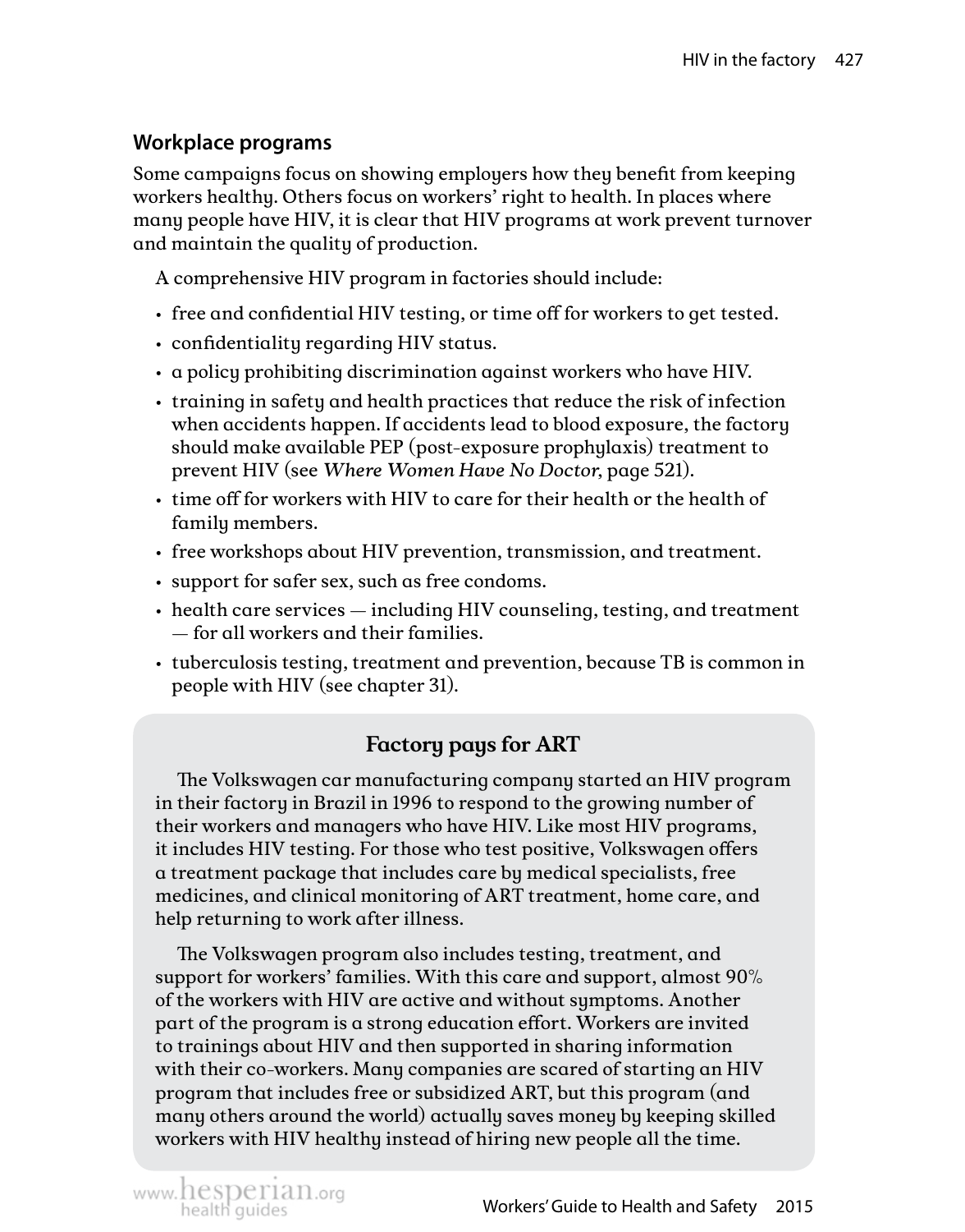### Workplace programs

Some campaigns focus on showing employers how they benefit from keeping workers healthy. Others focus on workers' right to health. In places where many people have HIV, it is clear that HIV programs at work prevent turnover and maintain the quality of production.

A comprehensive HIV program in factories should include:

- free and confidential HIV testing, or time off for workers to get tested.
- confidentiality regarding HIV status.
- a policy prohibiting discrimination against workers who have HIV.
- training in safety and health practices that reduce the risk of infection when accidents happen. If accidents lead to blood exposure, the factory should make available PEP (post-exposure prophylaxis) treatment to prevent HIV (see *Where Women Have No Doctor*, page 521).
- time off for workers with HIV to care for their health or the health of family members.
- free workshops about HIV prevention, transmission, and treatment.
- support for safer sex, such as free condoms.
- health care services — including HIV counseling, testing, and treatment — for all workers and their families.
- tuberculosis testing, treatment and prevention, because TB is common in people with HIV (see chapter 31).

#### Factory pays for ART

The Volkswagen car manufacturing company started an HIV program in their factory in Brazil in 1996 to respond to the growing number of their workers and managers who have HIV. Like most HIV programs, it includes HIV testing. For those who test positive, Volkswagen offers a treatment package that includes care by medical specialists, free medicines, and clinical monitoring of ART treatment, home care, and help returning to work after illness.

The Volkswagen program also includes testing, treatment, and support for workers' families. With this care and support, almost 90% of the workers with HIV are active and without symptoms. Another part of the program is a strong education effort. Workers are invited to trainings about HIV and then supported in sharing information with their co-workers. Many companies are scared of starting an HIV program that includes free or subsidized ART, but this program (and many others around the world) actually saves money by keeping skilled workers with HIV healthy instead of hiring new people all the time.